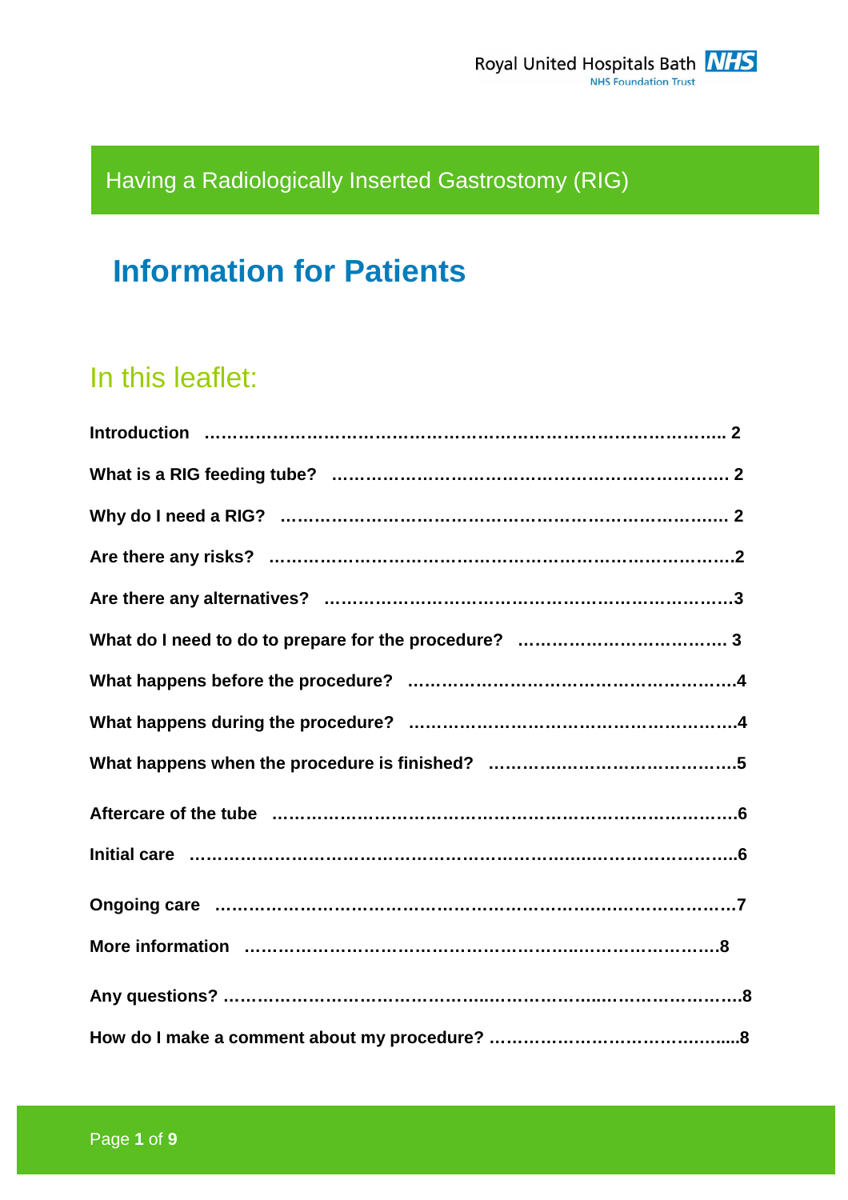Royal United Hospitals Bath NHS Foundation Trust

# Having a Radiologically Inserted Gastrostomy (RIG)

# Information for Patients

## In this leaflet:

**Introduction** ........................................................................................ 2

**What is a RIG feeding tube?** ................................................................ 2

**Why do I need a RIG?** ......................................................................... 2

**Are there any risks?** ............................................................................2

**Are there any alternatives?** ..................................................................3

**What do I need to do to prepare for the procedure?** ............................ 3

**What happens before the procedure?** ...................................................4

**What happens during the procedure?** ...................................................4

**What happens when the procedure is finished?** ....................................5

**Aftercare of the tube** ...........................................................................6

**Initial care** ..........................................................................................6

**Ongoing care** ......................................................................................7

**More information** ...............................................................................8

**Any questions?** .....................................................................................8

**How do I make a comment about my procedure?** ..................................8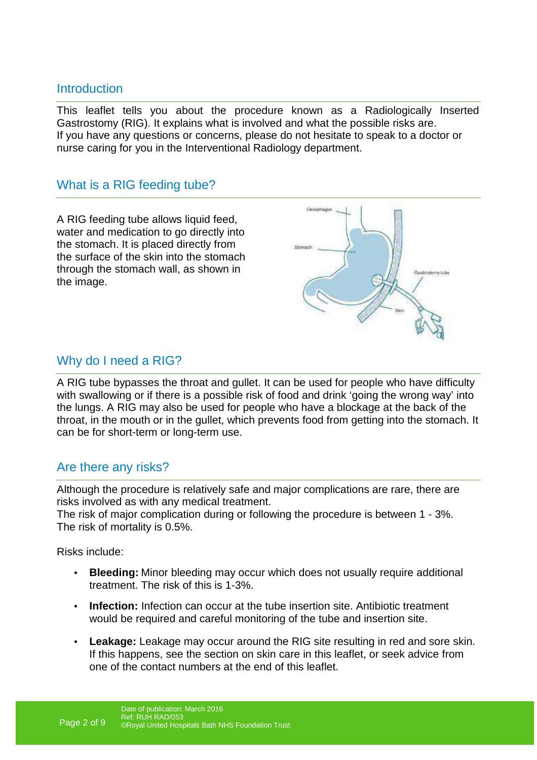## Introduction

This leaflet tells you about the procedure known as a Radiologically Inserted Gastrostomy (RIG). It explains what is involved and what the possible risks are.
If you have any questions or concerns, please do not hesitate to speak to a doctor or nurse caring for you in the Interventional Radiology department.

## What is a RIG feeding tube?

A RIG feeding tube allows liquid feed, water and medication to go directly into the stomach. It is placed directly from the surface of the skin into the stomach through the stomach wall, as shown in the image.

## Why do I need a RIG?

A RIG tube bypasses the throat and gullet. It can be used for people who have difficulty with swallowing or if there is a possible risk of food and drink 'going the wrong way' into the lungs. A RIG may also be used for people who have a blockage at the back of the throat, in the mouth or in the gullet, which prevents food from getting into the stomach. It can be for short-term or long-term use.

## Are there any risks?

Although the procedure is relatively safe and major complications are rare, there are risks involved as with any medical treatment.
The risk of major complication during or following the procedure is between 1 - 3%.
The risk of mortality is 0.5%.

Risks include:

- **Bleeding:** Minor bleeding may occur which does not usually require additional treatment. The risk of this is 1-3%.
- **Infection:** Infection can occur at the tube insertion site. Antibiotic treatment would be required and careful monitoring of the tube and insertion site.
- **Leakage:** Leakage may occur around the RIG site resulting in red and sore skin. If this happens, see the section on skin care in this leaflet, or seek advice from one of the contact numbers at the end of this leaflet.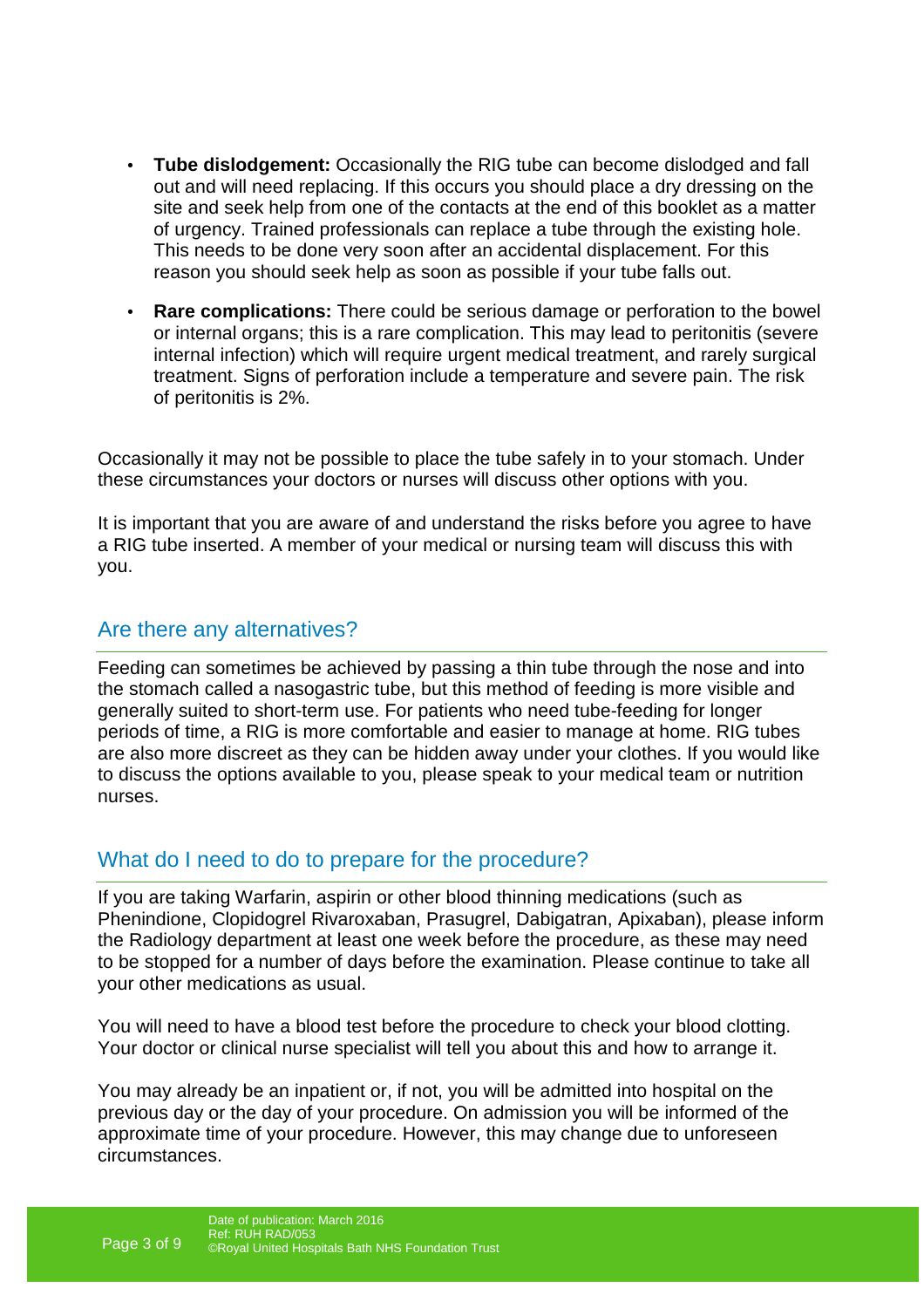- **Tube dislodgement:** Occasionally the RIG tube can become dislodged and fall out and will need replacing. If this occurs you should place a dry dressing on the site and seek help from one of the contacts at the end of this booklet as a matter of urgency. Trained professionals can replace a tube through the existing hole. This needs to be done very soon after an accidental displacement. For this reason you should seek help as soon as possible if your tube falls out.
- **Rare complications:** There could be serious damage or perforation to the bowel or internal organs; this is a rare complication. This may lead to peritonitis (severe internal infection) which will require urgent medical treatment, and rarely surgical treatment. Signs of perforation include a temperature and severe pain. The risk of peritonitis is 2%.

Occasionally it may not be possible to place the tube safely in to your stomach. Under these circumstances your doctors or nurses will discuss other options with you.

It is important that you are aware of and understand the risks before you agree to have a RIG tube inserted. A member of your medical or nursing team will discuss this with you.

## Are there any alternatives?

Feeding can sometimes be achieved by passing a thin tube through the nose and into the stomach called a nasogastric tube, but this method of feeding is more visible and generally suited to short-term use. For patients who need tube-feeding for longer periods of time, a RIG is more comfortable and easier to manage at home. RIG tubes are also more discreet as they can be hidden away under your clothes. If you would like to discuss the options available to you, please speak to your medical team or nutrition nurses.

## What do I need to do to prepare for the procedure?

If you are taking Warfarin, aspirin or other blood thinning medications (such as Phenindione, Clopidogrel Rivaroxaban, Prasugrel, Dabigatran, Apixaban), please inform the Radiology department at least one week before the procedure, as these may need to be stopped for a number of days before the examination. Please continue to take all your other medications as usual.

You will need to have a blood test before the procedure to check your blood clotting. Your doctor or clinical nurse specialist will tell you about this and how to arrange it.

You may already be an inpatient or, if not, you will be admitted into hospital on the previous day or the day of your procedure. On admission you will be informed of the approximate time of your procedure. However, this may change due to unforeseen circumstances.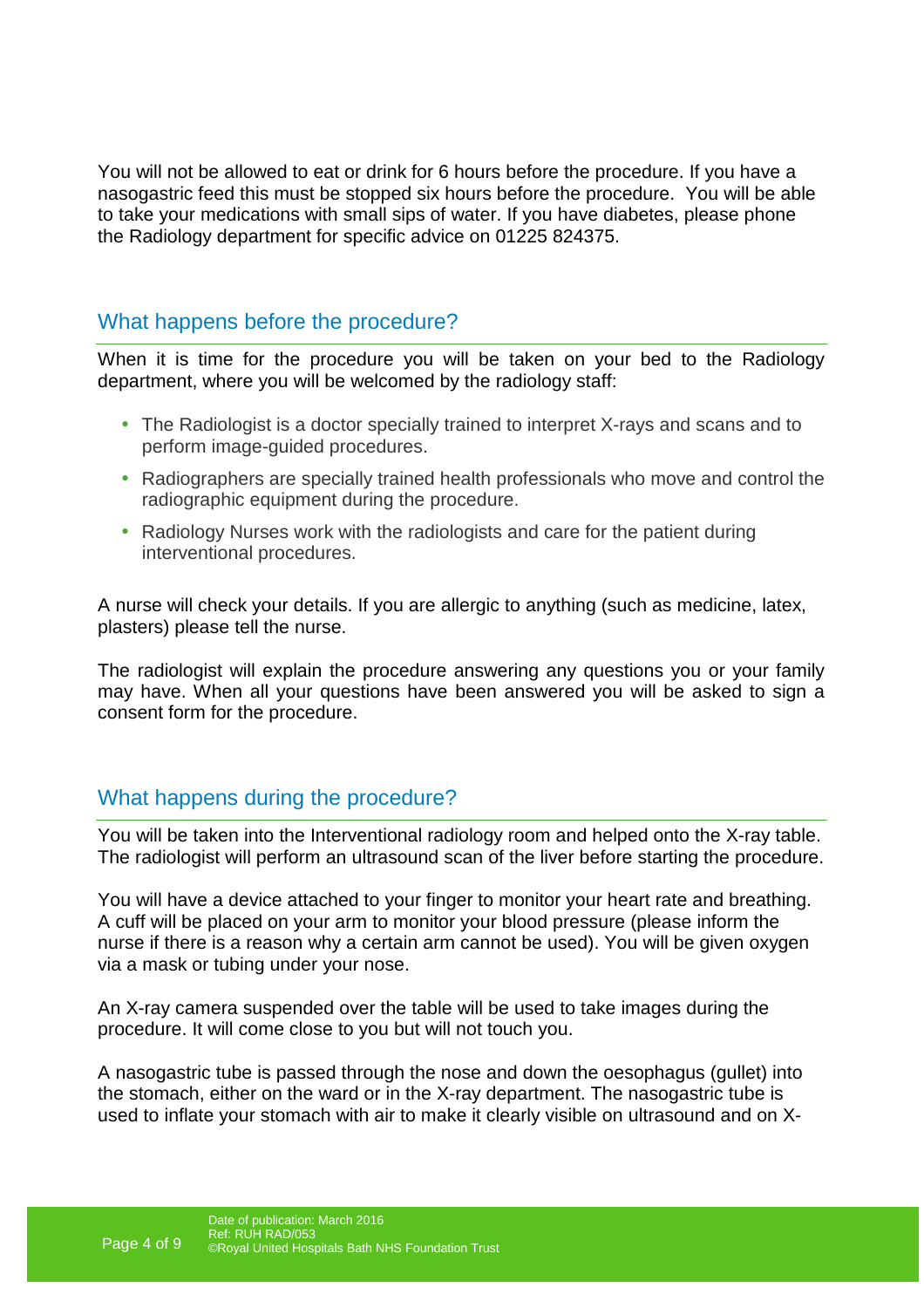You will not be allowed to eat or drink for 6 hours before the procedure. If you have a nasogastric feed this must be stopped six hours before the procedure. You will be able to take your medications with small sips of water. If you have diabetes, please phone the Radiology department for specific advice on 01225 824375.

## What happens before the procedure?

When it is time for the procedure you will be taken on your bed to the Radiology department, where you will be welcomed by the radiology staff:

- The Radiologist is a doctor specially trained to interpret X-rays and scans and to perform image-guided procedures.
- Radiographers are specially trained health professionals who move and control the radiographic equipment during the procedure.
- Radiology Nurses work with the radiologists and care for the patient during interventional procedures.

A nurse will check your details. If you are allergic to anything (such as medicine, latex, plasters) please tell the nurse.

The radiologist will explain the procedure answering any questions you or your family may have. When all your questions have been answered you will be asked to sign a consent form for the procedure.

## What happens during the procedure?

You will be taken into the Interventional radiology room and helped onto the X-ray table. The radiologist will perform an ultrasound scan of the liver before starting the procedure.

You will have a device attached to your finger to monitor your heart rate and breathing. A cuff will be placed on your arm to monitor your blood pressure (please inform the nurse if there is a reason why a certain arm cannot be used). You will be given oxygen via a mask or tubing under your nose.

An X-ray camera suspended over the table will be used to take images during the procedure. It will come close to you but will not touch you.

A nasogastric tube is passed through the nose and down the oesophagus (gullet) into the stomach, either on the ward or in the X-ray department. The nasogastric tube is used to inflate your stomach with air to make it clearly visible on ultrasound and on X-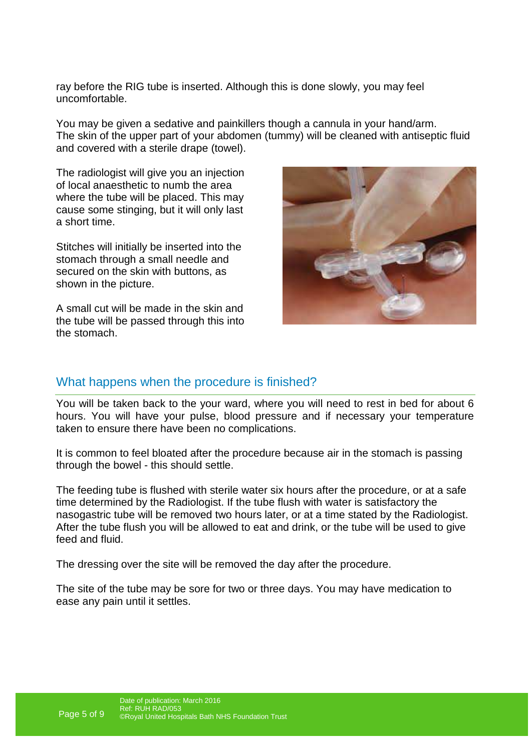ray before the RIG tube is inserted. Although this is done slowly, you may feel uncomfortable.

You may be given a sedative and painkillers though a cannula in your hand/arm. The skin of the upper part of your abdomen (tummy) will be cleaned with antiseptic fluid and covered with a sterile drape (towel).

The radiologist will give you an injection of local anaesthetic to numb the area where the tube will be placed. This may cause some stinging, but it will only last a short time.

Stitches will initially be inserted into the stomach through a small needle and secured on the skin with buttons, as shown in the picture.

A small cut will be made in the skin and the tube will be passed through this into the stomach.

## What happens when the procedure is finished?

You will be taken back to the your ward, where you will need to rest in bed for about 6 hours. You will have your pulse, blood pressure and if necessary your temperature taken to ensure there have been no complications.

It is common to feel bloated after the procedure because air in the stomach is passing through the bowel - this should settle.

The feeding tube is flushed with sterile water six hours after the procedure, or at a safe time determined by the Radiologist. If the tube flush with water is satisfactory the nasogastric tube will be removed two hours later, or at a time stated by the Radiologist. After the tube flush you will be allowed to eat and drink, or the tube will be used to give feed and fluid.

The dressing over the site will be removed the day after the procedure.

The site of the tube may be sore for two or three days. You may have medication to ease any pain until it settles.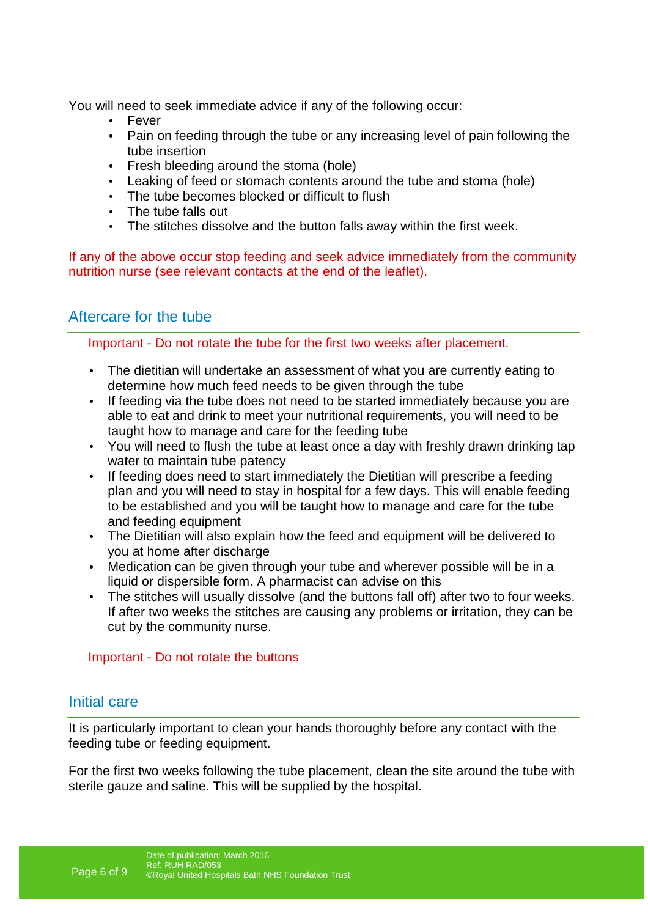You will need to seek immediate advice if any of the following occur:

- Fever
- Pain on feeding through the tube or any increasing level of pain following the tube insertion
- Fresh bleeding around the stoma (hole)
- Leaking of feed or stomach contents around the tube and stoma (hole)
- The tube becomes blocked or difficult to flush
- The tube falls out
- The stitches dissolve and the button falls away within the first week.

If any of the above occur stop feeding and seek advice immediately from the community nutrition nurse (see relevant contacts at the end of the leaflet).

## Aftercare for the tube

Important - Do not rotate the tube for the first two weeks after placement.

- The dietitian will undertake an assessment of what you are currently eating to determine how much feed needs to be given through the tube
- If feeding via the tube does not need to be started immediately because you are able to eat and drink to meet your nutritional requirements, you will need to be taught how to manage and care for the feeding tube
- You will need to flush the tube at least once a day with freshly drawn drinking tap water to maintain tube patency
- If feeding does need to start immediately the Dietitian will prescribe a feeding plan and you will need to stay in hospital for a few days. This will enable feeding to be established and you will be taught how to manage and care for the tube and feeding equipment
- The Dietitian will also explain how the feed and equipment will be delivered to you at home after discharge
- Medication can be given through your tube and wherever possible will be in a liquid or dispersible form. A pharmacist can advise on this
- The stitches will usually dissolve (and the buttons fall off) after two to four weeks. If after two weeks the stitches are causing any problems or irritation, they can be cut by the community nurse.

Important - Do not rotate the buttons

## Initial care

It is particularly important to clean your hands thoroughly before any contact with the feeding tube or feeding equipment.

For the first two weeks following the tube placement, clean the site around the tube with sterile gauze and saline. This will be supplied by the hospital.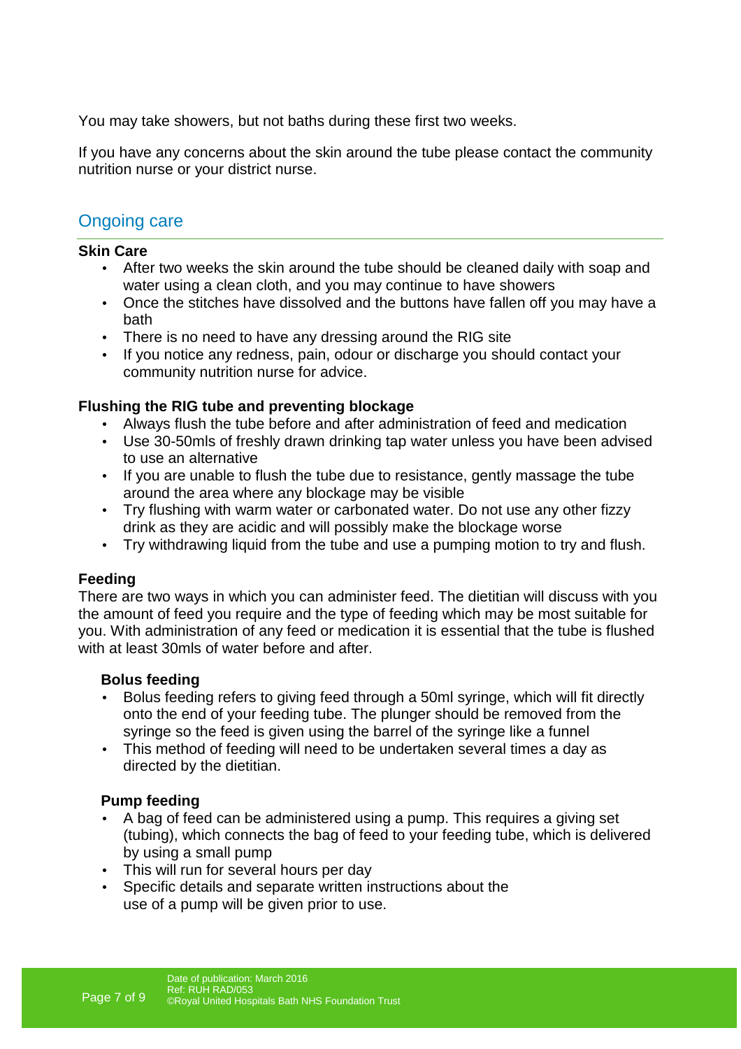You may take showers, but not baths during these first two weeks.

If you have any concerns about the skin around the tube please contact the community nutrition nurse or your district nurse.

## Ongoing care

**Skin Care**

- After two weeks the skin around the tube should be cleaned daily with soap and water using a clean cloth, and you may continue to have showers
- Once the stitches have dissolved and the buttons have fallen off you may have a bath
- There is no need to have any dressing around the RIG site
- If you notice any redness, pain, odour or discharge you should contact your community nutrition nurse for advice.

**Flushing the RIG tube and preventing blockage**

- Always flush the tube before and after administration of feed and medication
- Use 30-50mls of freshly drawn drinking tap water unless you have been advised to use an alternative
- If you are unable to flush the tube due to resistance, gently massage the tube around the area where any blockage may be visible
- Try flushing with warm water or carbonated water. Do not use any other fizzy drink as they are acidic and will possibly make the blockage worse
- Try withdrawing liquid from the tube and use a pumping motion to try and flush.

**Feeding**

There are two ways in which you can administer feed. The dietitian will discuss with you the amount of feed you require and the type of feeding which may be most suitable for you. With administration of any feed or medication it is essential that the tube is flushed with at least 30mls of water before and after.

**Bolus feeding**

- Bolus feeding refers to giving feed through a 50ml syringe, which will fit directly onto the end of your feeding tube. The plunger should be removed from the syringe so the feed is given using the barrel of the syringe like a funnel
- This method of feeding will need to be undertaken several times a day as directed by the dietitian.

**Pump feeding**

- A bag of feed can be administered using a pump. This requires a giving set (tubing), which connects the bag of feed to your feeding tube, which is delivered by using a small pump
- This will run for several hours per day
- Specific details and separate written instructions about the use of a pump will be given prior to use.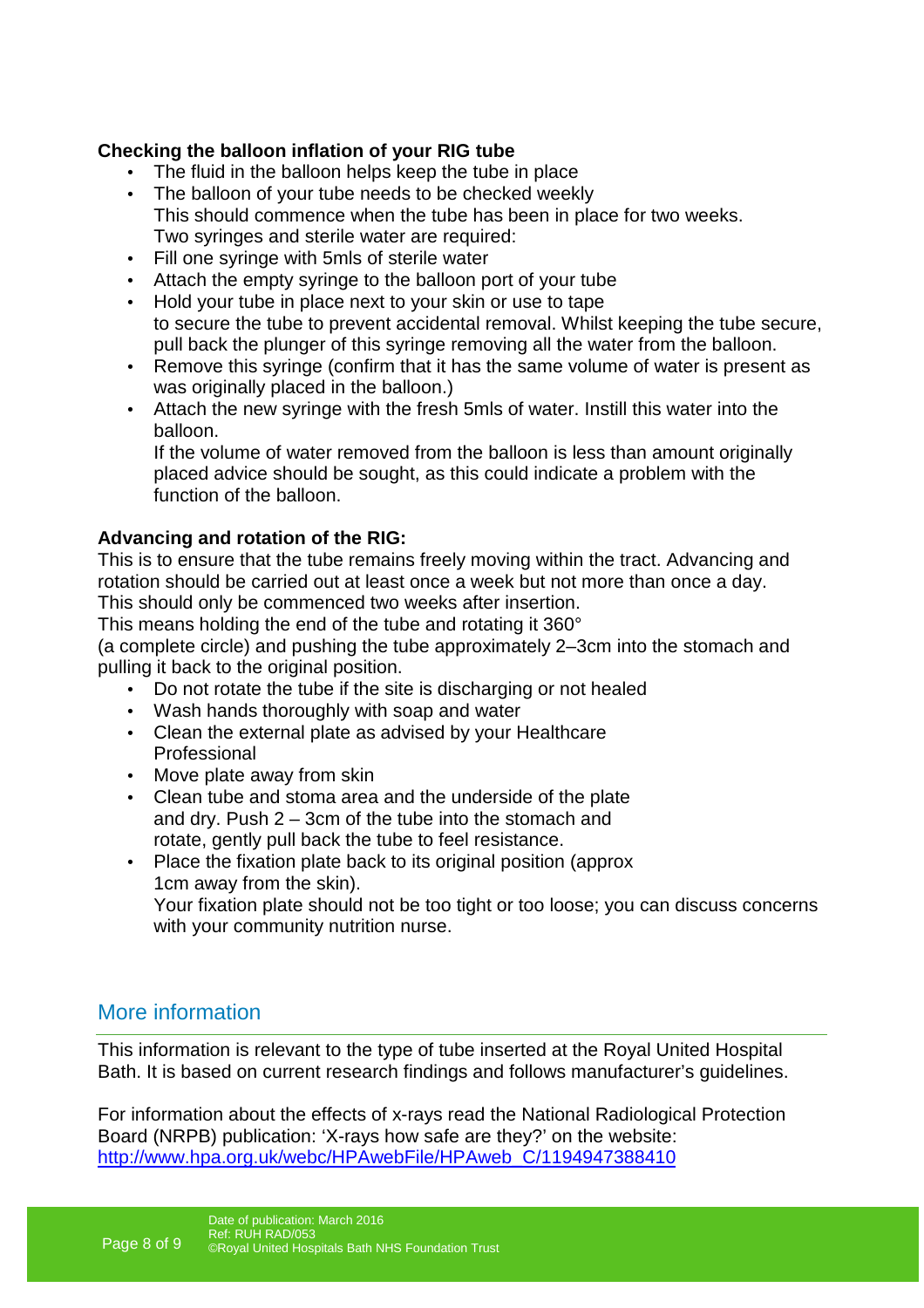**Checking the balloon inflation of your RIG tube**

- The fluid in the balloon helps keep the tube in place
- The balloon of your tube needs to be checked weekly
  This should commence when the tube has been in place for two weeks. Two syringes and sterile water are required:
- Fill one syringe with 5mls of sterile water
- Attach the empty syringe to the balloon port of your tube
- Hold your tube in place next to your skin or use to tape to secure the tube to prevent accidental removal. Whilst keeping the tube secure, pull back the plunger of this syringe removing all the water from the balloon.
- Remove this syringe (confirm that it has the same volume of water is present as was originally placed in the balloon.)
- Attach the new syringe with the fresh 5mls of water. Instill this water into the balloon.
  If the volume of water removed from the balloon is less than amount originally placed advice should be sought, as this could indicate a problem with the function of the balloon.

**Advancing and rotation of the RIG:**

This is to ensure that the tube remains freely moving within the tract. Advancing and rotation should be carried out at least once a week but not more than once a day. This should only be commenced two weeks after insertion.
This means holding the end of the tube and rotating it 360°
(a complete circle) and pushing the tube approximately 2–3cm into the stomach and pulling it back to the original position.

- Do not rotate the tube if the site is discharging or not healed
- Wash hands thoroughly with soap and water
- Clean the external plate as advised by your Healthcare Professional
- Move plate away from skin
- Clean tube and stoma area and the underside of the plate and dry. Push 2 – 3cm of the tube into the stomach and rotate, gently pull back the tube to feel resistance.
- Place the fixation plate back to its original position (approx 1cm away from the skin).
  Your fixation plate should not be too tight or too loose; you can discuss concerns with your community nutrition nurse.

## More information

This information is relevant to the type of tube inserted at the Royal United Hospital Bath. It is based on current research findings and follows manufacturer's guidelines.

For information about the effects of x-rays read the National Radiological Protection Board (NRPB) publication: 'X-rays how safe are they?' on the website: http://www.hpa.org.uk/webc/HPAwebFile/HPAweb_C/1194947388410

Date of publication: March 2016
Ref: RUH RAD/053
©Royal United Hospitals Bath NHS Foundation Trust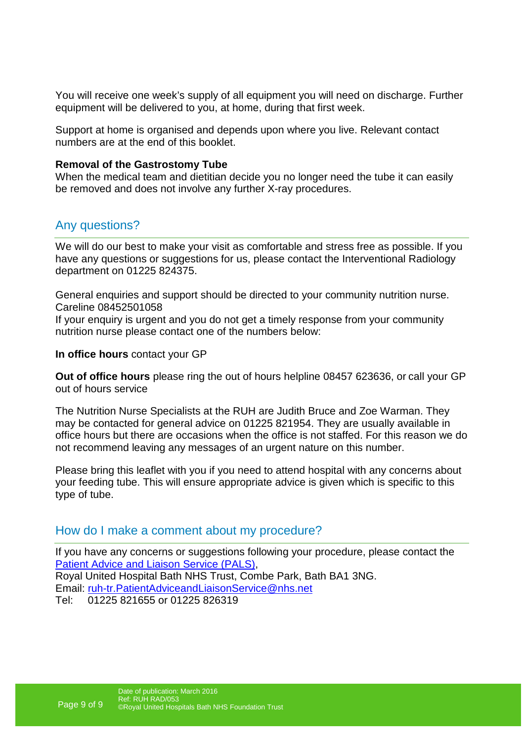You will receive one week's supply of all equipment you will need on discharge. Further equipment will be delivered to you, at home, during that first week.

Support at home is organised and depends upon where you live. Relevant contact numbers are at the end of this booklet.

**Removal of the Gastrostomy Tube**
When the medical team and dietitian decide you no longer need the tube it can easily be removed and does not involve any further X-ray procedures.

## Any questions?

We will do our best to make your visit as comfortable and stress free as possible. If you have any questions or suggestions for us, please contact the Interventional Radiology department on 01225 824375.

General enquiries and support should be directed to your community nutrition nurse. Careline 08452501058
If your enquiry is urgent and you do not get a timely response from your community nutrition nurse please contact one of the numbers below:

**In office hours** contact your GP

**Out of office hours** please ring the out of hours helpline 08457 623636, or call your GP out of hours service

The Nutrition Nurse Specialists at the RUH are Judith Bruce and Zoe Warman. They may be contacted for general advice on 01225 821954. They are usually available in office hours but there are occasions when the office is not staffed. For this reason we do not recommend leaving any messages of an urgent nature on this number.

Please bring this leaflet with you if you need to attend hospital with any concerns about your feeding tube. This will ensure appropriate advice is given which is specific to this type of tube.

## How do I make a comment about my procedure?

If you have any concerns or suggestions following your procedure, please contact the Patient Advice and Liaison Service (PALS),
Royal United Hospital Bath NHS Trust, Combe Park, Bath BA1 3NG.
Email: ruh-tr.PatientAdviceandLiaisonService@nhs.net
Tel: 01225 821655 or 01225 826319

Date of publication: March 2016
Ref: RUH RAD/053
©Royal United Hospitals Bath NHS Foundation Trust